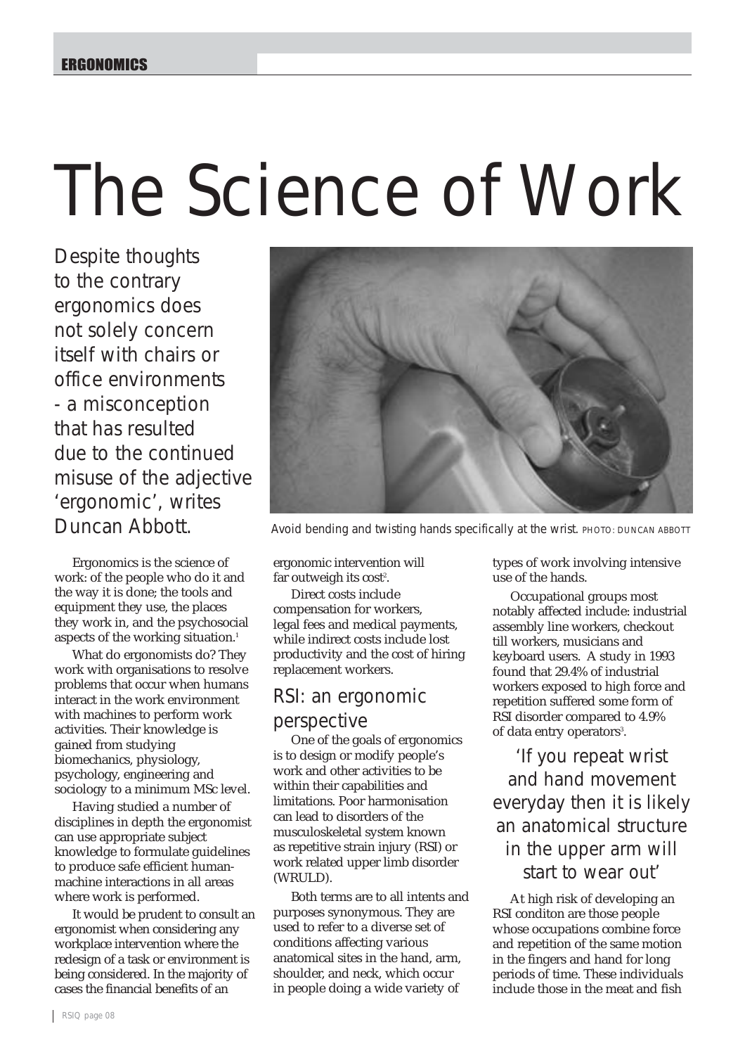# The Science of Work

*Despite thoughts to the contrary ergonomics does not solely concern itself with chairs or office environments - a misconception that has resulted due to the continued misuse of the adjective 'ergonomic', writes Duncan Abbott.*

Avoid bending and twisting hands specifically at the wrist. PHOTO: DUNCAN ABBOTT

Ergonomics is the science of work: of the people who do it and the way it is done; the tools and equipment they use, the places they work in, and the psychosocial aspects of the working situation.[1]

What do ergonomists do? They work with organisations to resolve problems that occur when humans interact in the work environment with machines to perform work activities. Their knowledge is gained from studying biomechanics, physiology, psychology, engineering and sociology to a minimum MSc level.

Having studied a number of disciplines in depth the ergonomist can use appropriate subject knowledge to formulate guidelines to produce safe efficient human-machine interactions in all areas where work is performed.

It would be prudent to consult an ergonomist when considering any workplace intervention where the redesign of a task or environment is being considered. In the majority of cases the financial benefits of an ergonomic intervention will far outweigh its cost[2].

Direct costs include compensation for workers, legal fees and medical payments, while indirect costs include lost productivity and the cost of hiring replacement workers.

## RSI: an ergonomic perspective

One of the goals of ergonomics is to design or modify people's work and other activities to be within their capabilities and limitations. Poor harmonisation can lead to disorders of the musculoskeletal system known as repetitive strain injury (RSI) or work related upper limb disorder (WRULD).

Both terms are to all intents and purposes synonymous. They are used to refer to a diverse set of conditions affecting various anatomical sites in the hand, arm, shoulder, and neck, which occur in people doing a wide variety of types of work involving intensive use of the hands.

Occupational groups most notably affected include: industrial assembly line workers, checkout till workers, musicians and keyboard users. A study in 1993 found that 29.4% of industrial workers exposed to high force and repetition suffered some form of RSI disorder compared to 4.9% of data entry operators[3].

> 'If you repeat wrist and hand movement everyday then it is likely an anatomical structure in the upper arm will start to wear out'

At high risk of developing an RSI conditon are those people whose occupations combine force and repetition of the same motion in the fingers and hand for long periods of time. These individuals include those in the meat and fish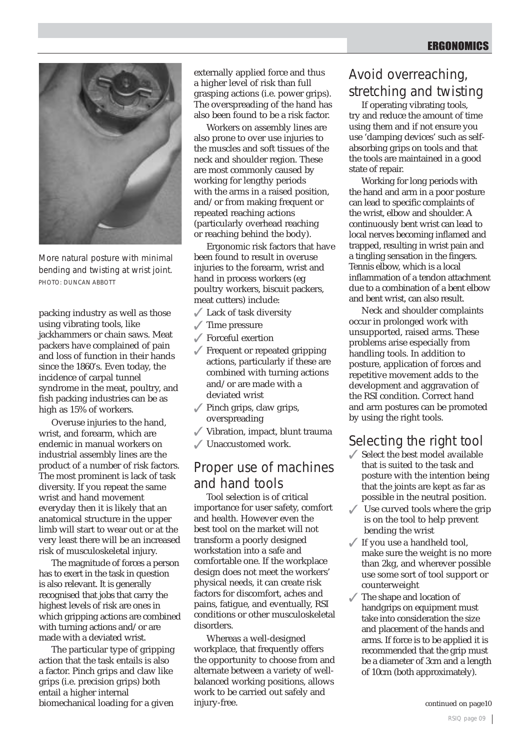More natural posture with minimal bending and twisting at wrist joint.
PHOTO: DUNCAN ABBOTT

packing industry as well as those using vibrating tools, like jackhammers or chain saws. Meat packers have complained of pain and loss of function in their hands since the 1860's. Even today, the incidence of carpal tunnel syndrome in the meat, poultry, and fish packing industries can be as high as 15% of workers.

Overuse injuries to the hand, wrist, and forearm, which are endemic in manual workers on industrial assembly lines are the product of a number of risk factors. The most prominent is lack of task diversity. If you repeat the same wrist and hand movement everyday then it is likely that an anatomical structure in the upper limb will start to wear out or at the very least there will be an increased risk of musculoskeletal injury.

The magnitude of forces a person has to exert in the task in question is also relevant. It is generally recognised that jobs that carry the highest levels of risk are ones in which gripping actions are combined with turning actions and/or are made with a deviated wrist.

The particular type of gripping action that the task entails is also a factor. Pinch grips and claw like grips (i.e. precision grips) both entail a higher internal biomechanical loading for a given externally applied force and thus a higher level of risk than full grasping actions (i.e. power grips). The overspreading of the hand has also been found to be a risk factor.

Workers on assembly lines are also prone to over use injuries to the muscles and soft tissues of the neck and shoulder region. These are most commonly caused by working for lengthy periods with the arms in a raised position, and/or from making frequent or repeated reaching actions (particularly overhead reaching or reaching behind the body).

Ergonomic risk factors that have been found to result in overuse injuries to the forearm, wrist and hand in process workers (eg poultry workers, biscuit packers, meat cutters) include:

- ✓ Lack of task diversity
- ✓ Time pressure
- ✓ Forceful exertion
- ✓ Frequent or repeated gripping actions, particularly if these are combined with turning actions and/or are made with a deviated wrist
- ✓ Pinch grips, claw grips, overspreading
- ✓ Vibration, impact, blunt trauma
- ✓ Unaccustomed work.

## Proper use of machines and hand tools

Tool selection is of critical importance for user safety, comfort and health. However even the best tool on the market will not transform a poorly designed workstation into a safe and comfortable one. If the workplace design does not meet the workers' physical needs, it can create risk factors for discomfort, aches and pains, fatigue, and eventually, RSI conditions or other musculoskeletal disorders.

Whereas a well-designed workplace, that frequently offers the opportunity to choose from and alternate between a variety of well-balanced working positions, allows work to be carried out safely and injury-free.

## Avoid overreaching, stretching and twisting

If operating vibrating tools, try and reduce the amount of time using them and if not ensure you use 'damping devices' such as self-absorbing grips on tools and that the tools are maintained in a good state of repair.

Working for long periods with the hand and arm in a poor posture can lead to specific complaints of the wrist, elbow and shoulder. A continuously bent wrist can lead to local nerves becoming inflamed and trapped, resulting in wrist pain and a tingling sensation in the fingers. Tennis elbow, which is a local inflammation of a tendon attachment due to a combination of a bent elbow and bent wrist, can also result.

Neck and shoulder complaints occur in prolonged work with unsupported, raised arms. These problems arise especially from handling tools. In addition to posture, application of forces and repetitive movement adds to the development and aggravation of the RSI condition. Correct hand and arm postures can be promoted by using the right tools.

## Selecting the right tool

- ✓ Select the best model available that is suited to the task and posture with the intention being that the joints are kept as far as possible in the neutral position.
- ✓ Use curved tools where the grip is on the tool to help prevent bending the wrist
- ✓ If you use a handheld tool, make sure the weight is no more than 2kg, and wherever possible use some sort of tool support or counterweight
- ✓ The shape and location of handgrips on equipment must take into consideration the size and placement of the hands and arms. If force is to be applied it is recommended that the grip must be a diameter of 3cm and a length of 10cm (both approximately).

continued on page10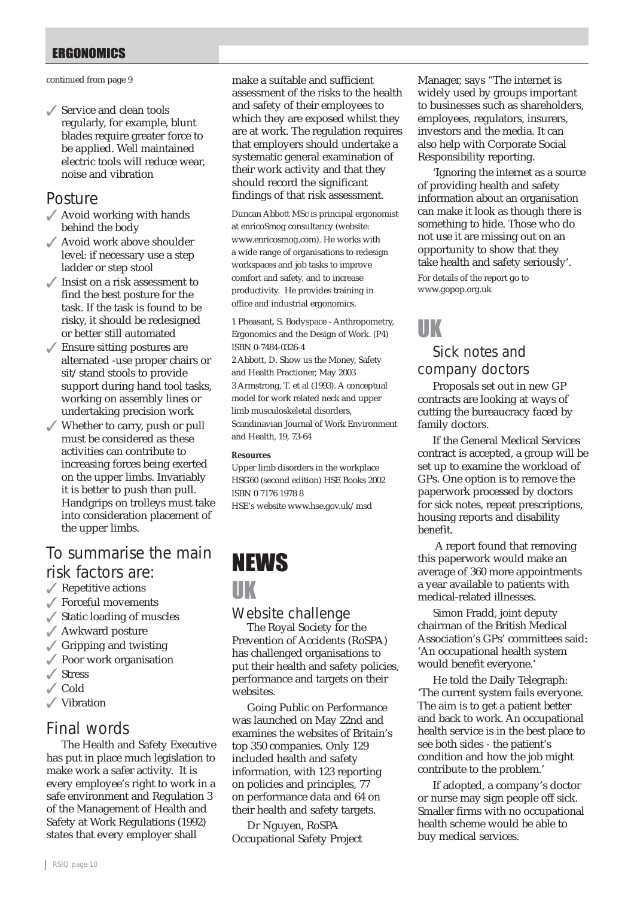continued from page 9

- ✓ Service and clean tools regularly, for example, blunt blades require greater force to be applied. Well maintained electric tools will reduce wear, noise and vibration

## Posture

- ✓ Avoid working with hands behind the body
- ✓ Avoid work above shoulder level: if necessary use a step ladder or step stool
- ✓ Insist on a risk assessment to find the best posture for the task. If the task is found to be risky, it should be redesigned or better still automated
- ✓ Ensure sitting postures are alternated -use proper chairs or sit/stand stools to provide support during hand tool tasks, working on assembly lines or undertaking precision work
- ✓ Whether to carry, push or pull must be considered as these activities can contribute to increasing forces being exerted on the upper limbs. Invariably it is better to push than pull. Handgrips on trolleys must take into consideration placement of the upper limbs.

## To summarise the main risk factors are:

- ✓ Repetitive actions
- ✓ Forceful movements
- ✓ Static loading of muscles
- ✓ Awkward posture
- ✓ Gripping and twisting
- ✓ Poor work organisation
- ✓ Stress
- ✓ Cold
- ✓ Vibration

## Final words

The Health and Safety Executive has put in place much legislation to make work a safer activity. It is every employee's right to work in a safe environment and Regulation 3 of the Management of Health and Safety at Work Regulations (1992) states that every employer shall make a suitable and sufficient assessment of the risks to the health and safety of their employees to which they are exposed whilst they are at work. The regulation requires that employers should undertake a systematic general examination of their work activity and that they should record the significant findings of that risk assessment.

Duncan Abbott MSc is principal ergonomist at enricoSmog consultancy (website: www.enricosmog.com). He works with a wide range of organisations to redesign workspaces and job tasks to improve comfort and safety, and to increase productivity. He provides training in office and industrial ergonomics.

1 Pheasant, S. Bodyspace - Anthropometry, Ergonomics and the Design of Work. (P4) ISBN 0-7484-0326-4

2 Abbott, D. Show us the Money, Safety and Health Practioner, May 2003

3 Armstrong, T. et al (1993). A conceptual model for work related neck and upper limb musculoskeletal disorders, Scandinavian Journal of Work Environment and Health, 19, 73-64

**Resources**

Upper limb disorders in the workplace HSG60 (second edition) HSE Books 2002 ISBN 0 7176 1978 8

HSE's website www.hse.gov.uk/msd

# NEWS

# UK

## Website challenge

The Royal Society for the Prevention of Accidents (RoSPA) has challenged organisations to put their health and safety policies, performance and targets on their websites.

Going Public on Performance was launched on May 22nd and examines the websites of Britain's top 350 companies. Only 129 included health and safety information, with 123 reporting on policies and principles, 77 on performance data and 64 on their health and safety targets.

Dr Nguyen, RoSPA Occupational Safety Project Manager, says "The internet is widely used by groups important to businesses such as shareholders, employees, regulators, insurers, investors and the media. It can also help with Corporate Social Responsibility reporting.

'Ignoring the internet as a source of providing health and safety information about an organisation can make it look as though there is something to hide. Those who do not use it are missing out on an opportunity to show that they take health and safety seriously'.

For details of the report go to www.gopop.org.uk

# UK

## Sick notes and company doctors

Proposals set out in new GP contracts are looking at ways of cutting the bureaucracy faced by family doctors.

If the General Medical Services contract is accepted, a group will be set up to examine the workload of GPs. One option is to remove the paperwork processed by doctors for sick notes, repeat prescriptions, housing reports and disability benefit.

A report found that removing this paperwork would make an average of 360 more appointments a year available to patients with medical-related illnesses.

Simon Fradd, joint deputy chairman of the British Medical Association's GPs' committees said: 'An occupational health system would benefit everyone.'

He told the Daily Telegraph: 'The current system fails everyone. The aim is to get a patient better and back to work. An occupational health service is in the best place to see both sides - the patient's condition and how the job might contribute to the problem.'

If adopted, a company's doctor or nurse may sign people off sick. Smaller firms with no occupational health scheme would be able to buy medical services.